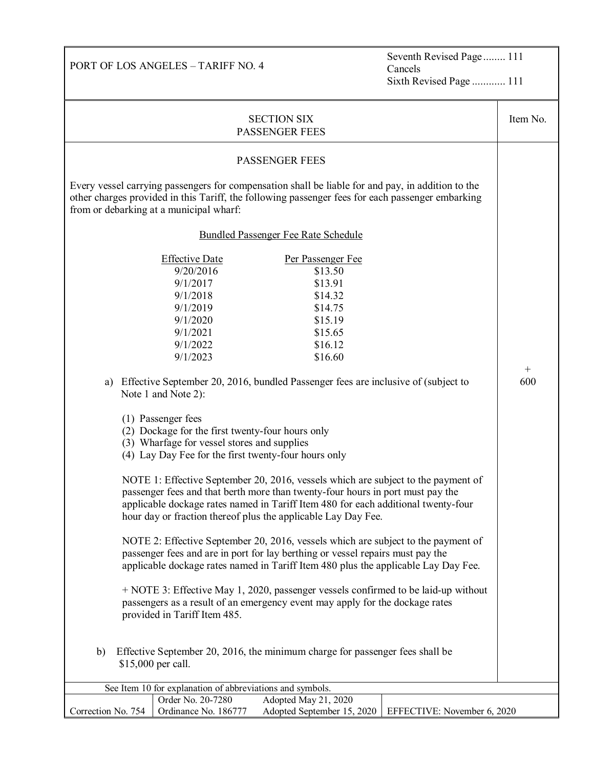PORT OF LOS ANGELES – TARIFF NO. 4

Seventh Revised Page ........ 111
Cancels
Sixth Revised Page ............ 111

## SECTION SIX
## PASSENGER FEES

Item No. + 600

### PASSENGER FEES

Every vessel carrying passengers for compensation shall be liable for and pay, in addition to the other charges provided in this Tariff, the following passenger fees for each passenger embarking from or debarking at a municipal wharf:

Bundled Passenger Fee Rate Schedule

| Effective Date | Per Passenger Fee |
| --- | --- |
| 9/20/2016 | $13.50 |
| 9/1/2017 | $13.91 |
| 9/1/2018 | $14.32 |
| 9/1/2019 | $14.75 |
| 9/1/2020 | $15.19 |
| 9/1/2021 | $15.65 |
| 9/1/2022 | $16.12 |
| 9/1/2023 | $16.60 |

a) Effective September 20, 2016, bundled Passenger fees are inclusive of (subject to Note 1 and Note 2):

(1) Passenger fees
(2) Dockage for the first twenty-four hours only
(3) Wharfage for vessel stores and supplies
(4) Lay Day Fee for the first twenty-four hours only

NOTE 1: Effective September 20, 2016, vessels which are subject to the payment of passenger fees and that berth more than twenty-four hours in port must pay the applicable dockage rates named in Tariff Item 480 for each additional twenty-four hour day or fraction thereof plus the applicable Lay Day Fee.

NOTE 2: Effective September 20, 2016, vessels which are subject to the payment of passenger fees and are in port for lay berthing or vessel repairs must pay the applicable dockage rates named in Tariff Item 480 plus the applicable Lay Day Fee.

+ NOTE 3: Effective May 1, 2020, passenger vessels confirmed to be laid-up without passengers as a result of an emergency event may apply for the dockage rates provided in Tariff Item 485.

b) Effective September 20, 2016, the minimum charge for passenger fees shall be $15,000 per call.

See Item 10 for explanation of abbreviations and symbols.

| Correction No. 754 | Order No. 20-7280<br>Ordinance No. 186777 | Adopted May 21, 2020<br>Adopted September 15, 2020 | EFFECTIVE: November 6, 2020 |
| --- | --- | --- | --- |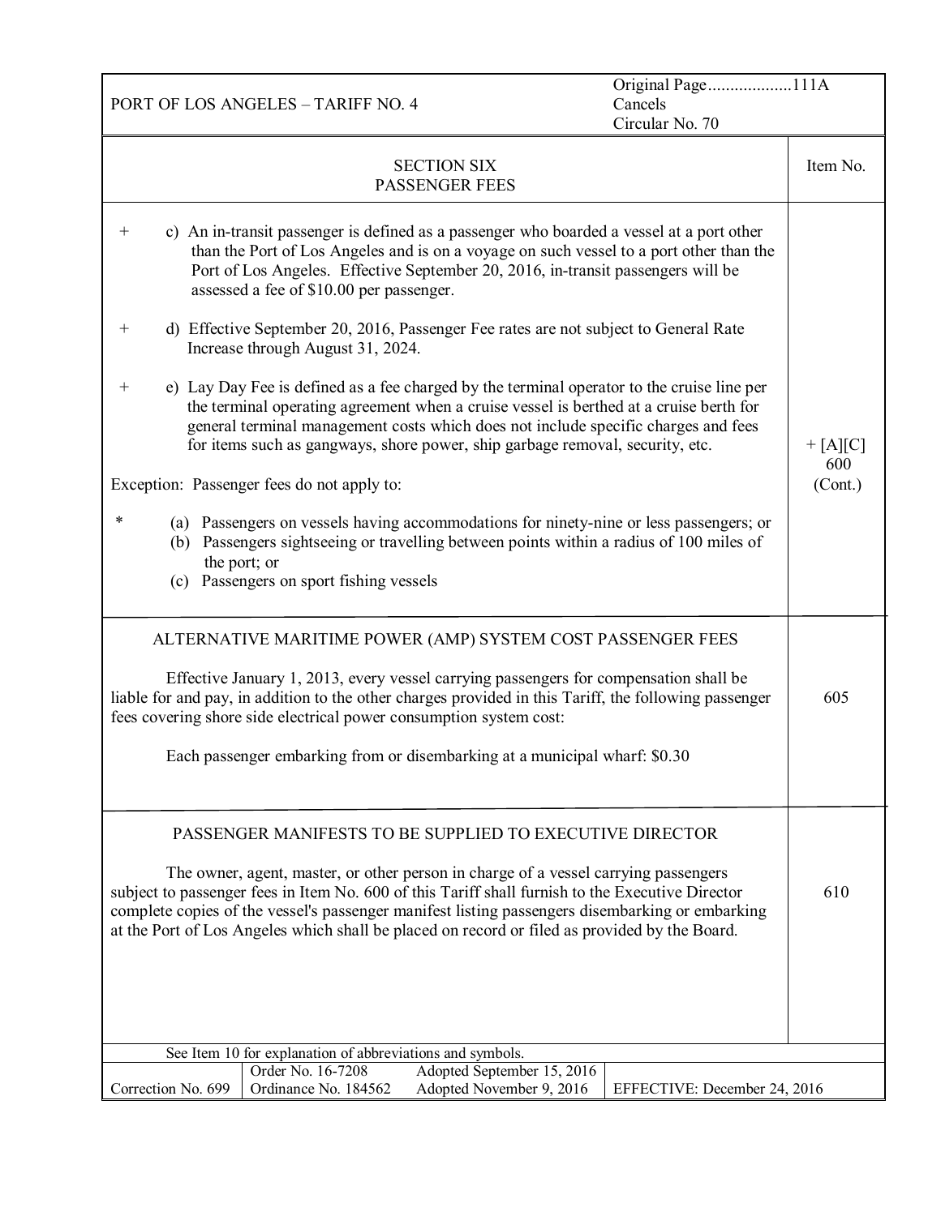PORT OF LOS ANGELES – TARIFF NO. 4

Original Page..................111A
Cancels
Circular No. 70

## SECTION SIX
## PASSENGER FEES

| | Item No. |
|---|---|
| + c) An in-transit passenger is defined as a passenger who boarded a vessel at a port other than the Port of Los Angeles and is on a voyage on such vessel to a port other than the Port of Los Angeles. Effective September 20, 2016, in-transit passengers will be assessed a fee of $10.00 per passenger.<br><br>+ d) Effective September 20, 2016, Passenger Fee rates are not subject to General Rate Increase through August 31, 2024.<br><br>+ e) Lay Day Fee is defined as a fee charged by the terminal operator to the cruise line per the terminal operating agreement when a cruise vessel is berthed at a cruise berth for general terminal management costs which does not include specific charges and fees for items such as gangways, shore power, ship garbage removal, security, etc.<br><br>Exception: Passenger fees do not apply to:<br><br>* (a) Passengers on vessels having accommodations for ninety-nine or less passengers; or<br>(b) Passengers sightseeing or travelling between points within a radius of 100 miles of the port; or<br>(c) Passengers on sport fishing vessels | + [A][C] 600 (Cont.) |
| ALTERNATIVE MARITIME POWER (AMP) SYSTEM COST PASSENGER FEES<br><br>Effective January 1, 2013, every vessel carrying passengers for compensation shall be liable for and pay, in addition to the other charges provided in this Tariff, the following passenger fees covering shore side electrical power consumption system cost:<br><br>Each passenger embarking from or disembarking at a municipal wharf: $0.30 | 605 |
| PASSENGER MANIFESTS TO BE SUPPLIED TO EXECUTIVE DIRECTOR<br><br>The owner, agent, master, or other person in charge of a vessel carrying passengers subject to passenger fees in Item No. 600 of this Tariff shall furnish to the Executive Director complete copies of the vessel's passenger manifest listing passengers disembarking or embarking at the Port of Los Angeles which shall be placed on record or filed as provided by the Board. | 610 |

See Item 10 for explanation of abbreviations and symbols.

| | | | |
|---|---|---|---|
| Correction No. 699 | Order No. 16-7208<br>Ordinance No. 184562 | Adopted September 15, 2016<br>Adopted November 9, 2016 | EFFECTIVE: December 24, 2016 |